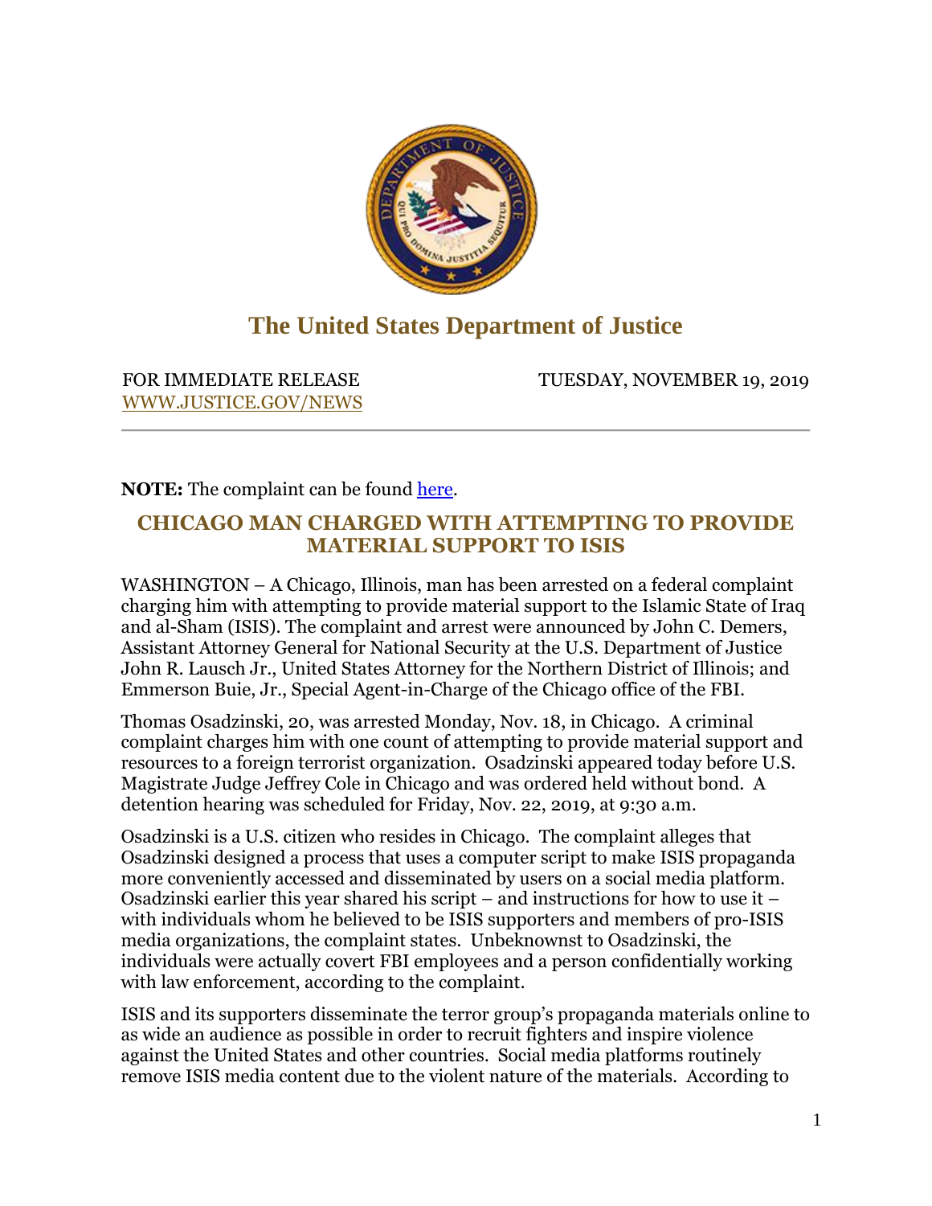# The United States Department of Justice

FOR IMMEDIATE RELEASE
[WWW.JUSTICE.GOV/NEWS](http://WWW.JUSTICE.GOV/NEWS)

TUESDAY, NOVEMBER 19, 2019

---

**NOTE:** The complaint can be found here.

## CHICAGO MAN CHARGED WITH ATTEMPTING TO PROVIDE MATERIAL SUPPORT TO ISIS

WASHINGTON – A Chicago, Illinois, man has been arrested on a federal complaint charging him with attempting to provide material support to the Islamic State of Iraq and al-Sham (ISIS). The complaint and arrest were announced by John C. Demers, Assistant Attorney General for National Security at the U.S. Department of Justice John R. Lausch Jr., United States Attorney for the Northern District of Illinois; and Emmerson Buie, Jr., Special Agent-in-Charge of the Chicago office of the FBI.

Thomas Osadzinski, 20, was arrested Monday, Nov. 18, in Chicago. A criminal complaint charges him with one count of attempting to provide material support and resources to a foreign terrorist organization. Osadzinski appeared today before U.S. Magistrate Judge Jeffrey Cole in Chicago and was ordered held without bond. A detention hearing was scheduled for Friday, Nov. 22, 2019, at 9:30 a.m.

Osadzinski is a U.S. citizen who resides in Chicago. The complaint alleges that Osadzinski designed a process that uses a computer script to make ISIS propaganda more conveniently accessed and disseminated by users on a social media platform. Osadzinski earlier this year shared his script – and instructions for how to use it – with individuals whom he believed to be ISIS supporters and members of pro-ISIS media organizations, the complaint states. Unbeknownst to Osadzinski, the individuals were actually covert FBI employees and a person confidentially working with law enforcement, according to the complaint.

ISIS and its supporters disseminate the terror group's propaganda materials online to as wide an audience as possible in order to recruit fighters and inspire violence against the United States and other countries. Social media platforms routinely remove ISIS media content due to the violent nature of the materials. According to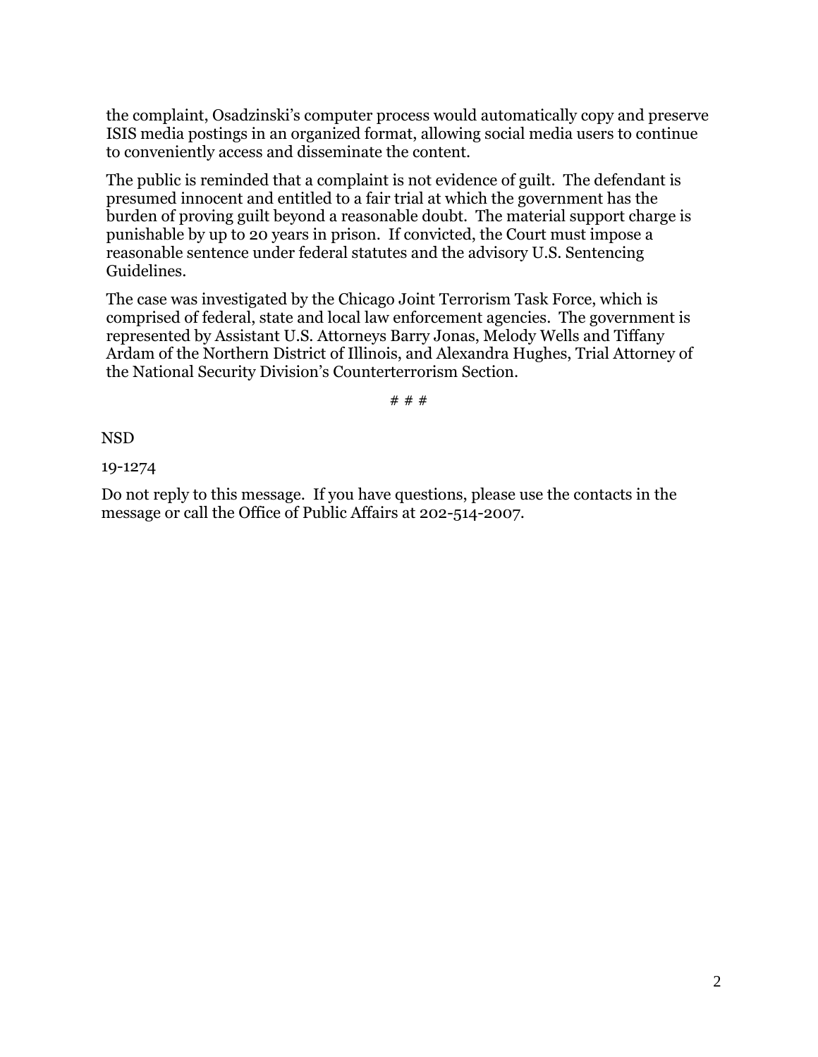the complaint, Osadzinski's computer process would automatically copy and preserve ISIS media postings in an organized format, allowing social media users to continue to conveniently access and disseminate the content.

The public is reminded that a complaint is not evidence of guilt. The defendant is presumed innocent and entitled to a fair trial at which the government has the burden of proving guilt beyond a reasonable doubt. The material support charge is punishable by up to 20 years in prison. If convicted, the Court must impose a reasonable sentence under federal statutes and the advisory U.S. Sentencing Guidelines.

The case was investigated by the Chicago Joint Terrorism Task Force, which is comprised of federal, state and local law enforcement agencies. The government is represented by Assistant U.S. Attorneys Barry Jonas, Melody Wells and Tiffany Ardam of the Northern District of Illinois, and Alexandra Hughes, Trial Attorney of the National Security Division's Counterterrorism Section.

# # #

NSD

19-1274

Do not reply to this message. If you have questions, please use the contacts in the message or call the Office of Public Affairs at 202-514-2007.